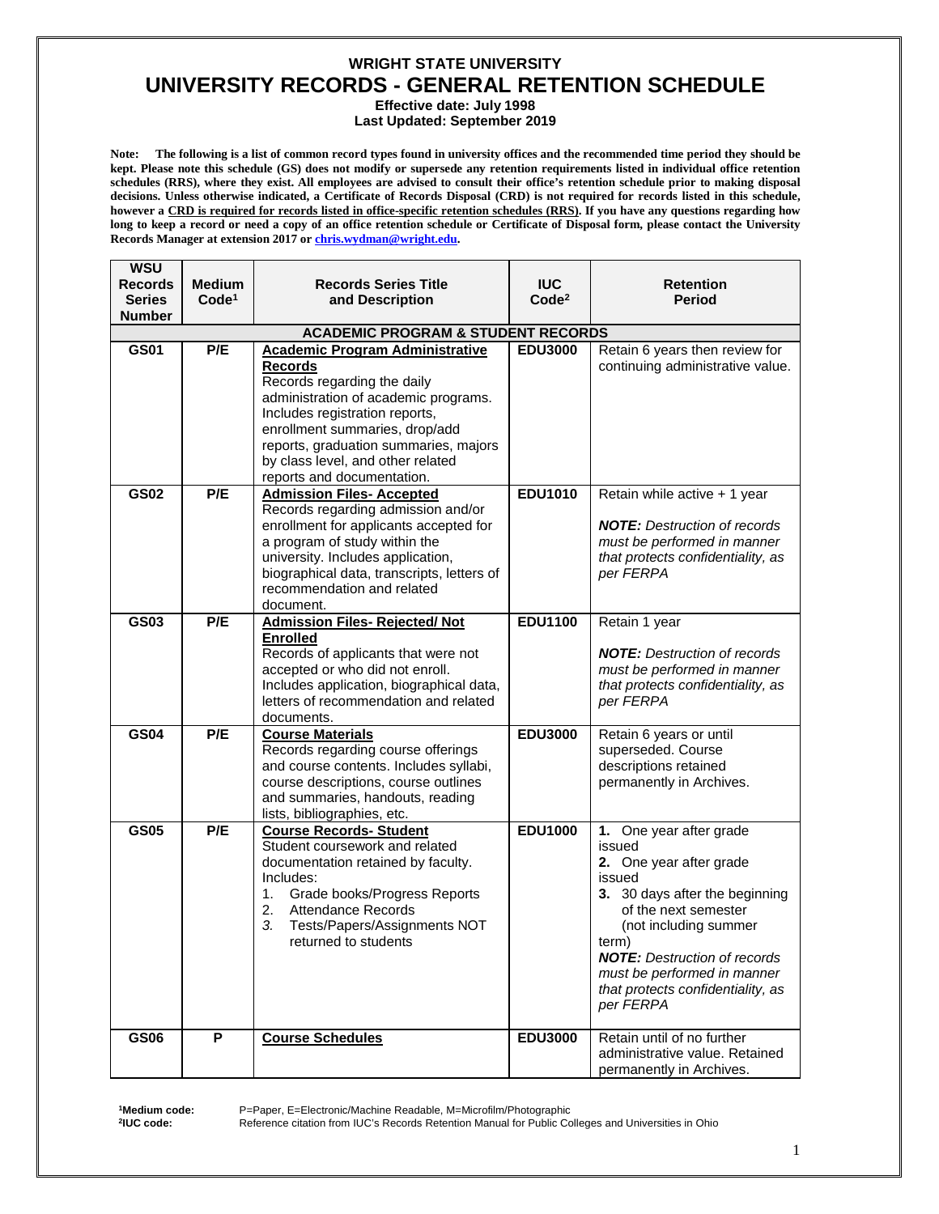# WRIGHT STATE UNIVERSITY

# UNIVERSITY RECORDS - GENERAL RETENTION SCHEDULE

**Effective date: July 1998**

**Last Updated: September 2019**

**Note: The following is a list of common record types found in university offices and the recommended time period they should be kept. Please note this schedule (GS) does not modify or supersede any retention requirements listed in individual office retention schedules (RRS), where they exist. All employees are advised to consult their office's retention schedule prior to making disposal decisions. Unless otherwise indicated, a Certificate of Records Disposal (CRD) is not required for records listed in this schedule, however a <u>CRD is required for records listed in office-specific retention schedules (RRS)</u>. If you have any questions regarding how long to keep a record or need a copy of an office retention schedule or Certificate of Disposal form, please contact the University Records Manager at extension 2017 or [chris.wydman@wright.edu](mailto:chris.wydman@wright.edu).**

| WSU Records Series Number | Medium Code[1] | Records Series Title and Description | IUC Code[2] | Retention Period |
|---|---|---|---|---|
| **ACADEMIC PROGRAM & STUDENT RECORDS** | | | | |
| **GS01** | **P/E** | **<u>Academic Program Administrative Records</u>**<br>Records regarding the daily administration of academic programs. Includes registration reports, enrollment summaries, drop/add reports, graduation summaries, majors by class level, and other related reports and documentation. | **EDU3000** | Retain 6 years then review for continuing administrative value. |
| **GS02** | **P/E** | **<u>Admission Files- Accepted</u>**<br>Records regarding admission and/or enrollment for applicants accepted for a program of study within the university. Includes application, biographical data, transcripts, letters of recommendation and related document. | **EDU1010** | Retain while active + 1 year<br><br>***NOTE:*** *Destruction of records must be performed in manner that protects confidentiality, as per FERPA* |
| **GS03** | **P/E** | **<u>Admission Files- Rejected/ Not Enrolled</u>**<br>Records of applicants that were not accepted or who did not enroll. Includes application, biographical data, letters of recommendation and related documents. | **EDU1100** | Retain 1 year<br><br>***NOTE:*** *Destruction of records must be performed in manner that protects confidentiality, as per FERPA* |
| **GS04** | **P/E** | **<u>Course Materials</u>**<br>Records regarding course offerings and course contents. Includes syllabi, course descriptions, course outlines and summaries, handouts, reading lists, bibliographies, etc. | **EDU3000** | Retain 6 years or until superseded. Course descriptions retained permanently in Archives. |
| **GS05** | **P/E** | **<u>Course Records- Student</u>**<br>Student coursework and related documentation retained by faculty. Includes:<br>1. Grade books/Progress Reports<br>2. Attendance Records<br>3. Tests/Papers/Assignments NOT returned to students | **EDU1000** | **1.** One year after grade issued<br>**2.** One year after grade issued<br>**3.** 30 days after the beginning of the next semester (not including summer term)<br>***NOTE:*** *Destruction of records must be performed in manner that protects confidentiality, as per FERPA* |
| **GS06** | **P** | **<u>Course Schedules</u>** | **EDU3000** | Retain until of no further administrative value. Retained permanently in Archives. |

**[1]Medium code:** P=Paper, E=Electronic/Machine Readable, M=Microfilm/Photographic

**[2]IUC code:** Reference citation from IUC's Records Retention Manual for Public Colleges and Universities in Ohio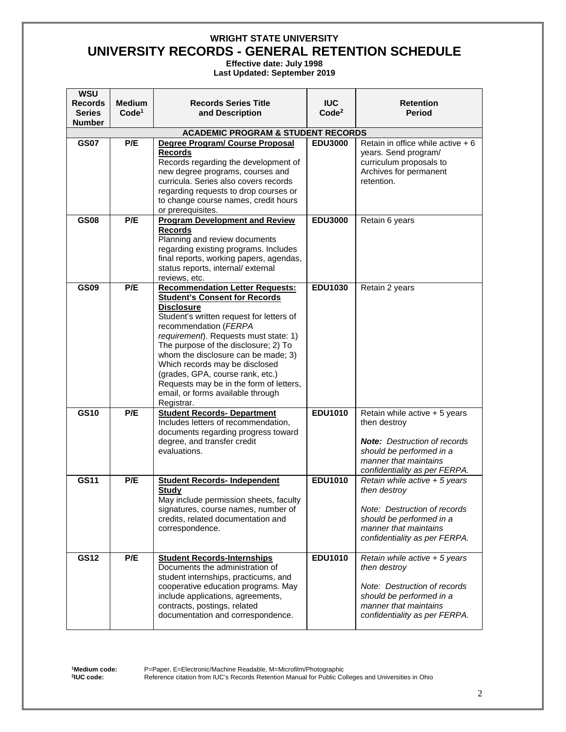**WRIGHT STATE UNIVERSITY**

# UNIVERSITY RECORDS - GENERAL RETENTION SCHEDULE

**Effective date: July 1998**
**Last Updated: September 2019**

| WSU Records Series Number | Medium Code[1] | Records Series Title and Description | IUC Code[2] | Retention Period |
|---|---|---|---|---|
| | | **ACADEMIC PROGRAM & STUDENT RECORDS** | | |
| **GS07** | **P/E** | **Degree Program/ Course Proposal Records** Records regarding the development of new degree programs, courses and curricula. Series also covers records regarding requests to drop courses or to change course names, credit hours or prerequisites. | **EDU3000** | Retain in office while active + 6 years. Send program/ curriculum proposals to Archives for permanent retention. |
| **GS08** | **P/E** | **Program Development and Review Records** Planning and review documents regarding existing programs. Includes final reports, working papers, agendas, status reports, internal/ external reviews, etc. | **EDU3000** | Retain 6 years |
| **GS09** | **P/E** | **Recommendation Letter Requests: Student's Consent for Records Disclosure** Student's written request for letters of recommendation (*FERPA requirement*). Requests must state: 1) The purpose of the disclosure; 2) To whom the disclosure can be made; 3) Which records may be disclosed (grades, GPA, course rank, etc.) Requests may be in the form of letters, email, or forms available through Registrar. | **EDU1030** | Retain 2 years |
| **GS10** | **P/E** | **Student Records- Department** Includes letters of recommendation, documents regarding progress toward degree, and transfer credit evaluations. | **EDU1010** | Retain while active + 5 years then destroy<br><br>***Note:*** *Destruction of records should be performed in a manner that maintains confidentiality as per FERPA.* |
| **GS11** | **P/E** | **Student Records- Independent Study** May include permission sheets, faculty signatures, course names, number of credits, related documentation and correspondence. | **EDU1010** | *Retain while active + 5 years then destroy*<br><br>*Note: Destruction of records should be performed in a manner that maintains confidentiality as per FERPA.* |
| **GS12** | **P/E** | **Student Records-Internships** Documents the administration of student internships, practicums, and cooperative education programs. May include applications, agreements, contracts, postings, related documentation and correspondence. | **EDU1010** | *Retain while active + 5 years then destroy*<br><br>*Note: Destruction of records should be performed in a manner that maintains confidentiality as per FERPA.* |

[1]**Medium code:** P=Paper, E=Electronic/Machine Readable, M=Microfilm/Photographic
[2]**IUC code:** Reference citation from IUC's Records Retention Manual for Public Colleges and Universities in Ohio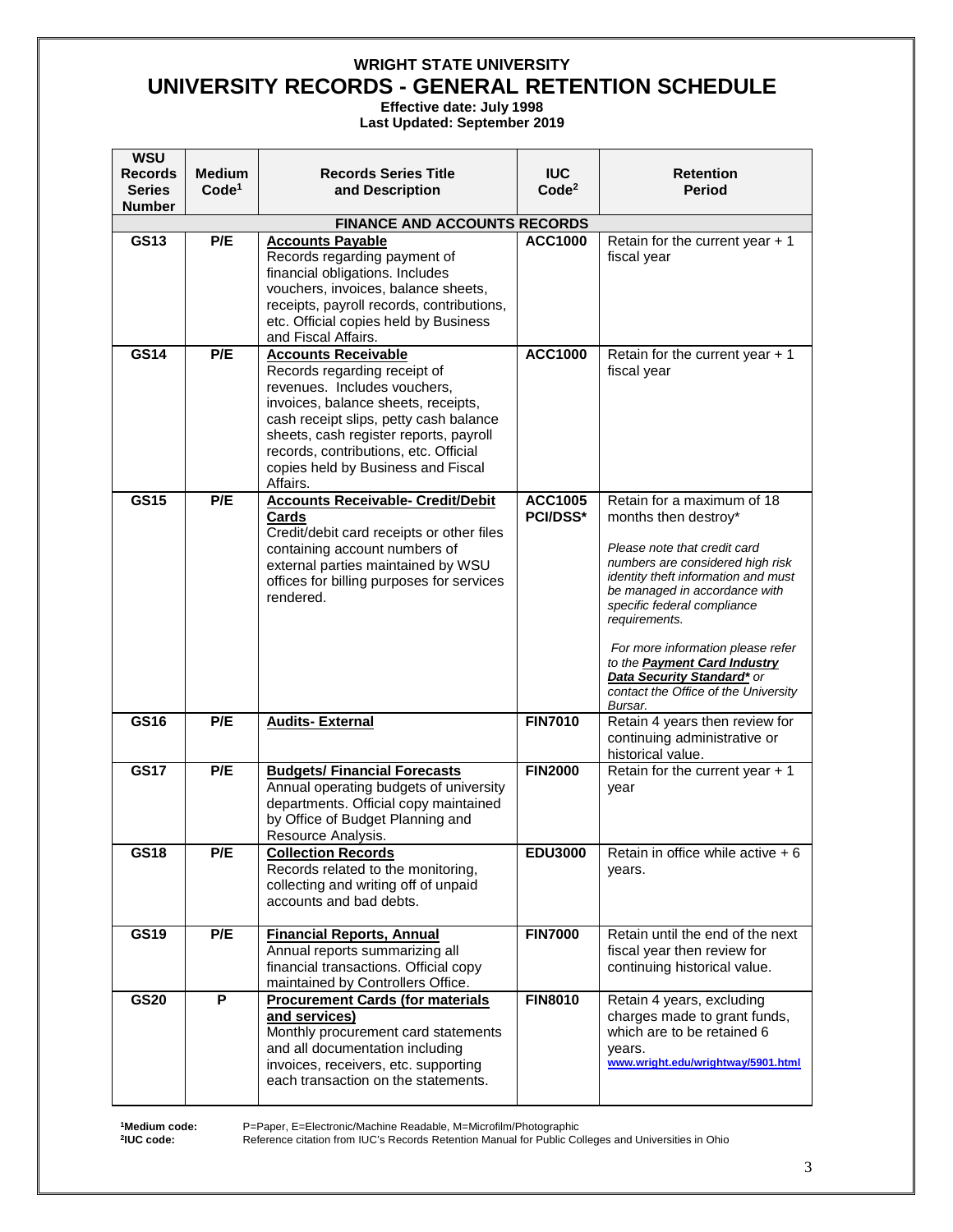# WRIGHT STATE UNIVERSITY

## UNIVERSITY RECORDS - GENERAL RETENTION SCHEDULE

**Effective date: July 1998**
**Last Updated: September 2019**

| WSU Records Series Number | Medium Code[1] | Records Series Title and Description | IUC Code[2] | Retention Period |
|---|---|---|---|---|
| **FINANCE AND ACCOUNTS RECORDS** | | | | |
| **GS13** | **P/E** | **Accounts Payable** Records regarding payment of financial obligations. Includes vouchers, invoices, balance sheets, receipts, payroll records, contributions, etc. Official copies held by Business and Fiscal Affairs. | **ACC1000** | Retain for the current year + 1 fiscal year |
| **GS14** | **P/E** | **Accounts Receivable** Records regarding receipt of revenues. Includes vouchers, invoices, balance sheets, receipts, cash receipt slips, petty cash balance sheets, cash register reports, payroll records, contributions, etc. Official copies held by Business and Fiscal Affairs. | **ACC1000** | Retain for the current year + 1 fiscal year |
| **GS15** | **P/E** | **Accounts Receivable- Credit/Debit Cards** Credit/debit card receipts or other files containing account numbers of external parties maintained by WSU offices for billing purposes for services rendered. | **ACC1005 PCI/DSS*** | Retain for a maximum of 18 months then destroy* *Please note that credit card numbers are considered high risk identity theft information and must be managed in accordance with specific federal compliance requirements.* *For more information please refer to the **Payment Card Industry Data Security Standard*** or contact the Office of the University Bursar.* |
| **GS16** | **P/E** | **Audits- External** | **FIN7010** | Retain 4 years then review for continuing administrative or historical value. |
| **GS17** | **P/E** | **Budgets/ Financial Forecasts** Annual operating budgets of university departments. Official copy maintained by Office of Budget Planning and Resource Analysis. | **FIN2000** | Retain for the current year + 1 year |
| **GS18** | **P/E** | **Collection Records** Records related to the monitoring, collecting and writing off of unpaid accounts and bad debts. | **EDU3000** | Retain in office while active + 6 years. |
| **GS19** | **P/E** | **Financial Reports, Annual** Annual reports summarizing all financial transactions. Official copy maintained by Controllers Office. | **FIN7000** | Retain until the end of the next fiscal year then review for continuing historical value. |
| **GS20** | **P** | **Procurement Cards (for materials and services)** Monthly procurement card statements and all documentation including invoices, receivers, etc. supporting each transaction on the statements. | **FIN8010** | Retain 4 years, excluding charges made to grant funds, which are to be retained 6 years. www.wright.edu/wrightway/5901.html |

**[1]Medium code:** P=Paper, E=Electronic/Machine Readable, M=Microfilm/Photographic
**[2]IUC code:** Reference citation from IUC's Records Retention Manual for Public Colleges and Universities in Ohio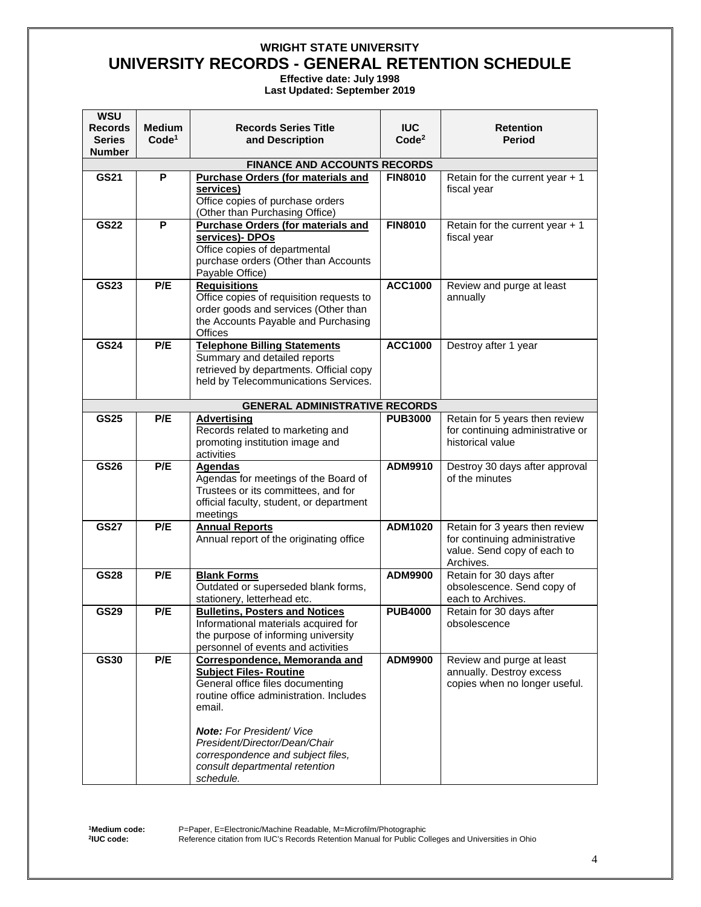# WRIGHT STATE UNIVERSITY

# UNIVERSITY RECORDS - GENERAL RETENTION SCHEDULE

**Effective date: July 1998**
**Last Updated: September 2019**

| WSU Records Series Number | Medium Code[1] | Records Series Title and Description | IUC Code[2] | Retention Period |
|---|---|---|---|---|
| **FINANCE AND ACCOUNTS RECORDS** | | | | |
| **GS21** | **P** | **Purchase Orders (for materials and services)** Office copies of purchase orders (Other than Purchasing Office) | **FIN8010** | Retain for the current year + 1 fiscal year |
| **GS22** | **P** | **Purchase Orders (for materials and services)- DPOs** Office copies of departmental purchase orders (Other than Accounts Payable Office) | **FIN8010** | Retain for the current year + 1 fiscal year |
| **GS23** | **P/E** | **Requisitions** Office copies of requisition requests to order goods and services (Other than the Accounts Payable and Purchasing Offices | **ACC1000** | Review and purge at least annually |
| **GS24** | **P/E** | **Telephone Billing Statements** Summary and detailed reports retrieved by departments. Official copy held by Telecommunications Services. | **ACC1000** | Destroy after 1 year |
| **GENERAL ADMINISTRATIVE RECORDS** | | | | |
| **GS25** | **P/E** | **Advertising** Records related to marketing and promoting institution image and activities | **PUB3000** | Retain for 5 years then review for continuing administrative or historical value |
| **GS26** | **P/E** | **Agendas** Agendas for meetings of the Board of Trustees or its committees, and for official faculty, student, or department meetings | **ADM9910** | Destroy 30 days after approval of the minutes |
| **GS27** | **P/E** | **Annual Reports** Annual report of the originating office | **ADM1020** | Retain for 3 years then review for continuing administrative value. Send copy of each to Archives. |
| **GS28** | **P/E** | **Blank Forms** Outdated or superseded blank forms, stationery, letterhead etc. | **ADM9900** | Retain for 30 days after obsolescence. Send copy of each to Archives. |
| **GS29** | **P/E** | **Bulletins, Posters and Notices** Informational materials acquired for the purpose of informing university personnel of events and activities | **PUB4000** | Retain for 30 days after obsolescence |
| **GS30** | **P/E** | **Correspondence, Memoranda and Subject Files- Routine** General office files documenting routine office administration. Includes email. ***Note:*** *For President/ Vice President/Director/Dean/Chair correspondence and subject files, consult departmental retention schedule.* | **ADM9900** | Review and purge at least annually. Destroy excess copies when no longer useful. |

[1]**Medium code:** P=Paper, E=Electronic/Machine Readable, M=Microfilm/Photographic
[2]**IUC code:** Reference citation from IUC's Records Retention Manual for Public Colleges and Universities in Ohio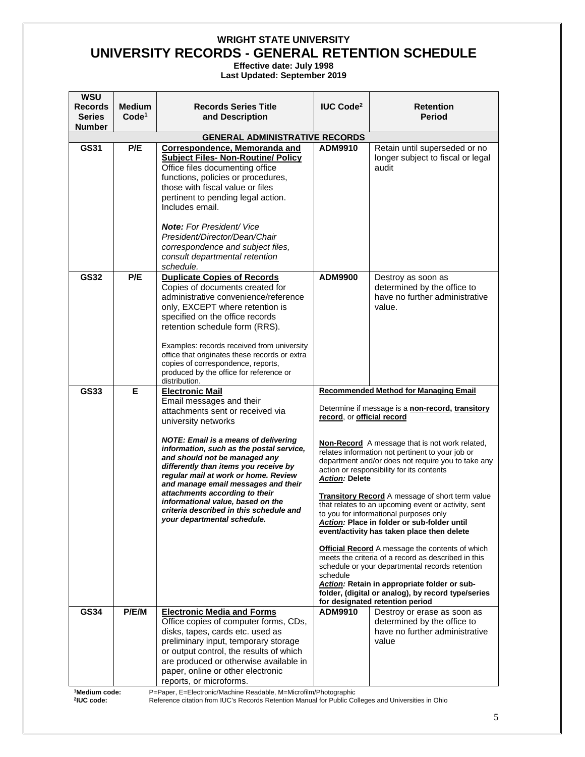# WRIGHT STATE UNIVERSITY
# UNIVERSITY RECORDS - GENERAL RETENTION SCHEDULE

**Effective date: July 1998**
**Last Updated: September 2019**

| WSU Records Series Number | Medium Code[1] | Records Series Title and Description | IUC Code[2] | Retention Period |
|---|---|---|---|---|
| | | **GENERAL ADMINISTRATIVE RECORDS** | | |
| **GS31** | **P/E** | **Correspondence, Memoranda and Subject Files- Non-Routine/ Policy** Office files documenting office functions, policies or procedures, those with fiscal value or files pertinent to pending legal action. Includes email. ***Note:*** *For President/ Vice President/Director/Dean/Chair correspondence and subject files, consult departmental retention schedule.* | **ADM9910** | Retain until superseded or no longer subject to fiscal or legal audit |
| **GS32** | **P/E** | **Duplicate Copies of Records** Copies of documents created for administrative convenience/reference only, EXCEPT where retention is specified on the office records retention schedule form (RRS). Examples: records received from university office that originates these records or extra copies of correspondence, reports, produced by the office for reference or distribution. | **ADM9900** | Destroy as soon as determined by the office to have no further administrative value. |
| **GS33** | **E** | **Electronic Mail** Email messages and their attachments sent or received via university networks ***NOTE: Email is a means of delivering information, such as the postal service, and should not be managed any differently than items you receive by regular mail at work or home. Review and manage email messages and their attachments according to their informational value, based on the criteria described in this schedule and your departmental schedule.*** | **Recommended Method for Managing Email** Determine if message is a **non-record, transitory record**, or **official record** **Non-Record** A message that is not work related, relates information not pertinent to your job or department and/or does not require you to take any action or responsibility for its contents ***Action:* Delete** **Transitory Record** A message of short term value that relates to an upcoming event or activity, sent to you for informational purposes only ***Action:* Place in folder or sub-folder until event/activity has taken place then delete** **Official Record** A message the contents of which meets the criteria of a record as described in this schedule or your departmental records retention schedule ***Action:* Retain in appropriate folder or sub-folder, (digital or analog), by record type/series for designated retention period** | |
| **GS34** | **P/E/M** | **Electronic Media and Forms** Office copies of computer forms, CDs, disks, tapes, cards etc. used as preliminary input, temporary storage or output control, the results of which are produced or otherwise available in paper, online or other electronic reports, or microforms. | **ADM9910** | Destroy or erase as soon as determined by the office to have no further administrative value |

[1]**Medium code:** P=Paper, E=Electronic/Machine Readable, M=Microfilm/Photographic
[2]**IUC code:** Reference citation from IUC's Records Retention Manual for Public Colleges and Universities in Ohio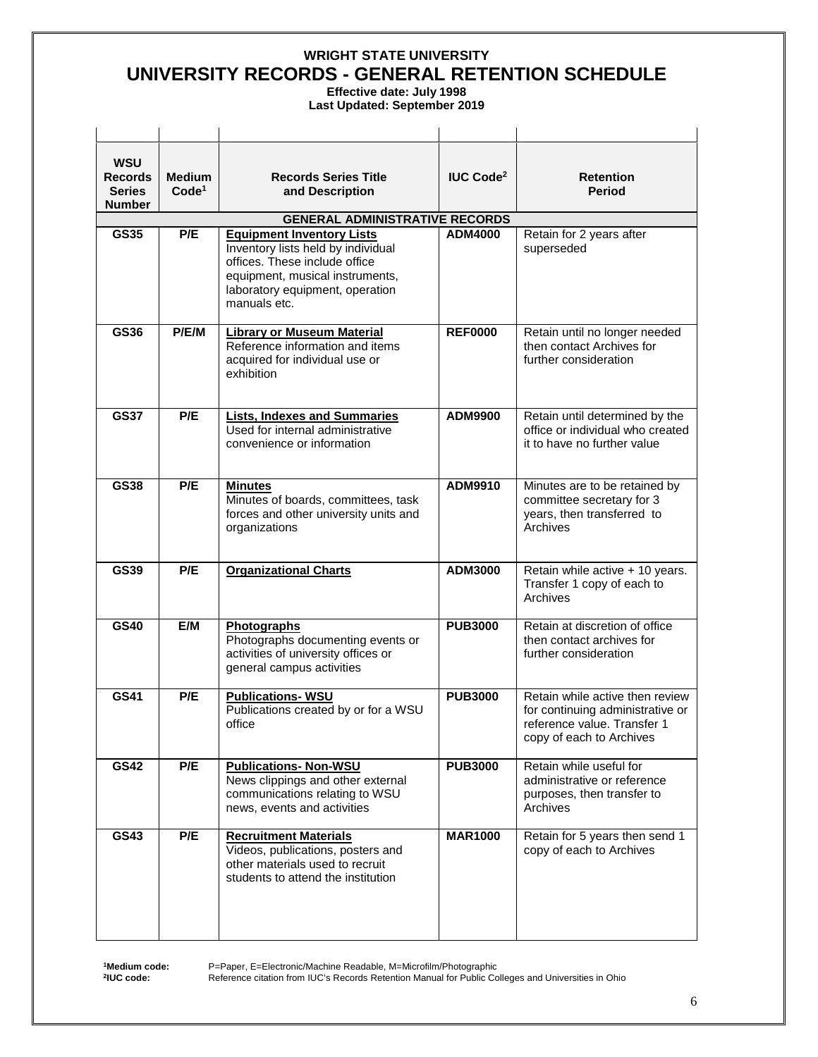# WRIGHT STATE UNIVERSITY
# UNIVERSITY RECORDS - GENERAL RETENTION SCHEDULE

**Effective date: July 1998**
**Last Updated: September 2019**

| WSU Records Series Number | Medium Code[1] | Records Series Title and Description | IUC Code[2] | Retention Period |
|---|---|---|---|---|
| **GENERAL ADMINISTRATIVE RECORDS** | | | | |
| **GS35** | **P/E** | **Equipment Inventory Lists** Inventory lists held by individual offices. These include office equipment, musical instruments, laboratory equipment, operation manuals etc. | **ADM4000** | Retain for 2 years after superseded |
| **GS36** | **P/E/M** | **Library or Museum Material** Reference information and items acquired for individual use or exhibition | **REF0000** | Retain until no longer needed then contact Archives for further consideration |
| **GS37** | **P/E** | **Lists, Indexes and Summaries** Used for internal administrative convenience or information | **ADM9900** | Retain until determined by the office or individual who created it to have no further value |
| **GS38** | **P/E** | **Minutes** Minutes of boards, committees, task forces and other university units and organizations | **ADM9910** | Minutes are to be retained by committee secretary for 3 years, then transferred to Archives |
| **GS39** | **P/E** | **Organizational Charts** | **ADM3000** | Retain while active + 10 years. Transfer 1 copy of each to Archives |
| **GS40** | **E/M** | **Photographs** Photographs documenting events or activities of university offices or general campus activities | **PUB3000** | Retain at discretion of office then contact archives for further consideration |
| **GS41** | **P/E** | **Publications- WSU** Publications created by or for a WSU office | **PUB3000** | Retain while active then review for continuing administrative or reference value. Transfer 1 copy of each to Archives |
| **GS42** | **P/E** | **Publications- Non-WSU** News clippings and other external communications relating to WSU news, events and activities | **PUB3000** | Retain while useful for administrative or reference purposes, then transfer to Archives |
| **GS43** | **P/E** | **Recruitment Materials** Videos, publications, posters and other materials used to recruit students to attend the institution | **MAR1000** | Retain for 5 years then send 1 copy of each to Archives |

[1]**Medium code:** P=Paper, E=Electronic/Machine Readable, M=Microfilm/Photographic
[2]**IUC code:** Reference citation from IUC's Records Retention Manual for Public Colleges and Universities in Ohio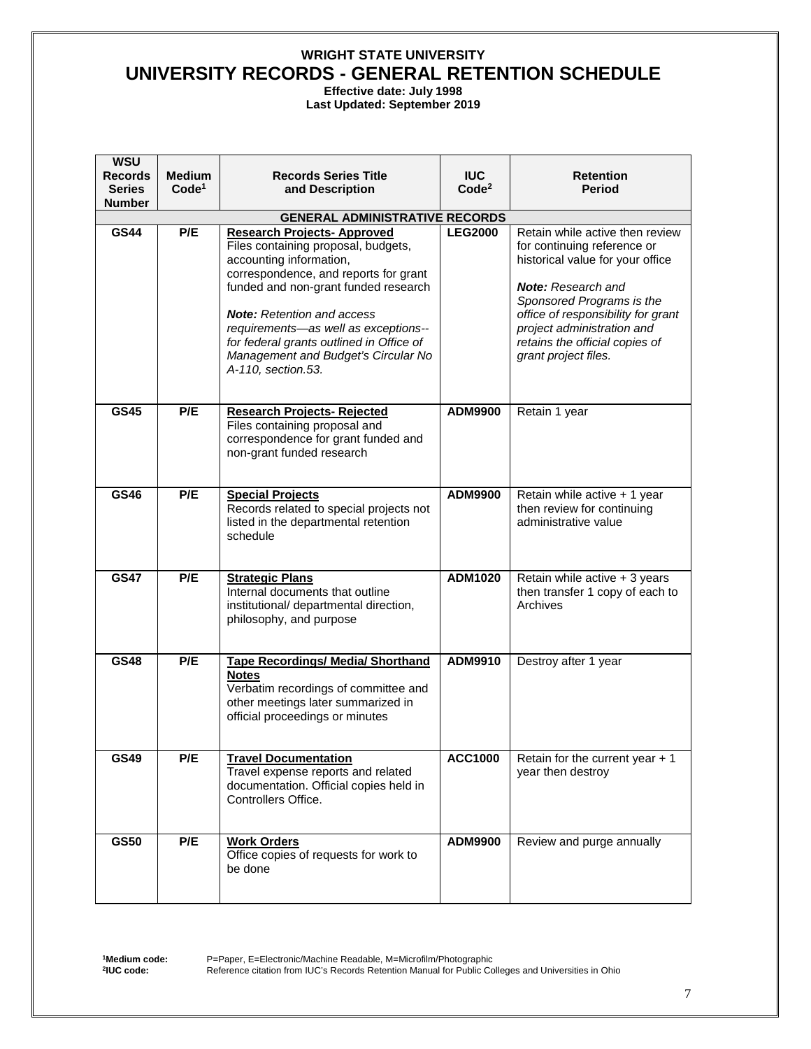# WRIGHT STATE UNIVERSITY
## UNIVERSITY RECORDS - GENERAL RETENTION SCHEDULE

**Effective date: July 1998**
**Last Updated: September 2019**

| WSU Records Series Number | Medium Code[1] | Records Series Title and Description | IUC Code[2] | Retention Period |
|---|---|---|---|---|
| **GENERAL ADMINISTRATIVE RECORDS** | | | | |
| **GS44** | **P/E** | **Research Projects- Approved** Files containing proposal, budgets, accounting information, correspondence, and reports for grant funded and non-grant funded research *Note: Retention and access requirements—as well as exceptions--for federal grants outlined in Office of Management and Budget's Circular No A-110, section.53.* | **LEG2000** | Retain while active then review for continuing reference or historical value for your office *Note: Research and Sponsored Programs is the office of responsibility for grant project administration and retains the official copies of grant project files.* |
| **GS45** | **P/E** | **Research Projects- Rejected** Files containing proposal and correspondence for grant funded and non-grant funded research | **ADM9900** | Retain 1 year |
| **GS46** | **P/E** | **Special Projects** Records related to special projects not listed in the departmental retention schedule | **ADM9900** | Retain while active + 1 year then review for continuing administrative value |
| **GS47** | **P/E** | **Strategic Plans** Internal documents that outline institutional/ departmental direction, philosophy, and purpose | **ADM1020** | Retain while active + 3 years then transfer 1 copy of each to Archives |
| **GS48** | **P/E** | **Tape Recordings/ Media/ Shorthand Notes** Verbatim recordings of committee and other meetings later summarized in official proceedings or minutes | **ADM9910** | Destroy after 1 year |
| **GS49** | **P/E** | **Travel Documentation** Travel expense reports and related documentation. Official copies held in Controllers Office. | **ACC1000** | Retain for the current year + 1 year then destroy |
| **GS50** | **P/E** | **Work Orders** Office copies of requests for work to be done | **ADM9900** | Review and purge annually |

[1]**Medium code:** P=Paper, E=Electronic/Machine Readable, M=Microfilm/Photographic
[2]**IUC code:** Reference citation from IUC's Records Retention Manual for Public Colleges and Universities in Ohio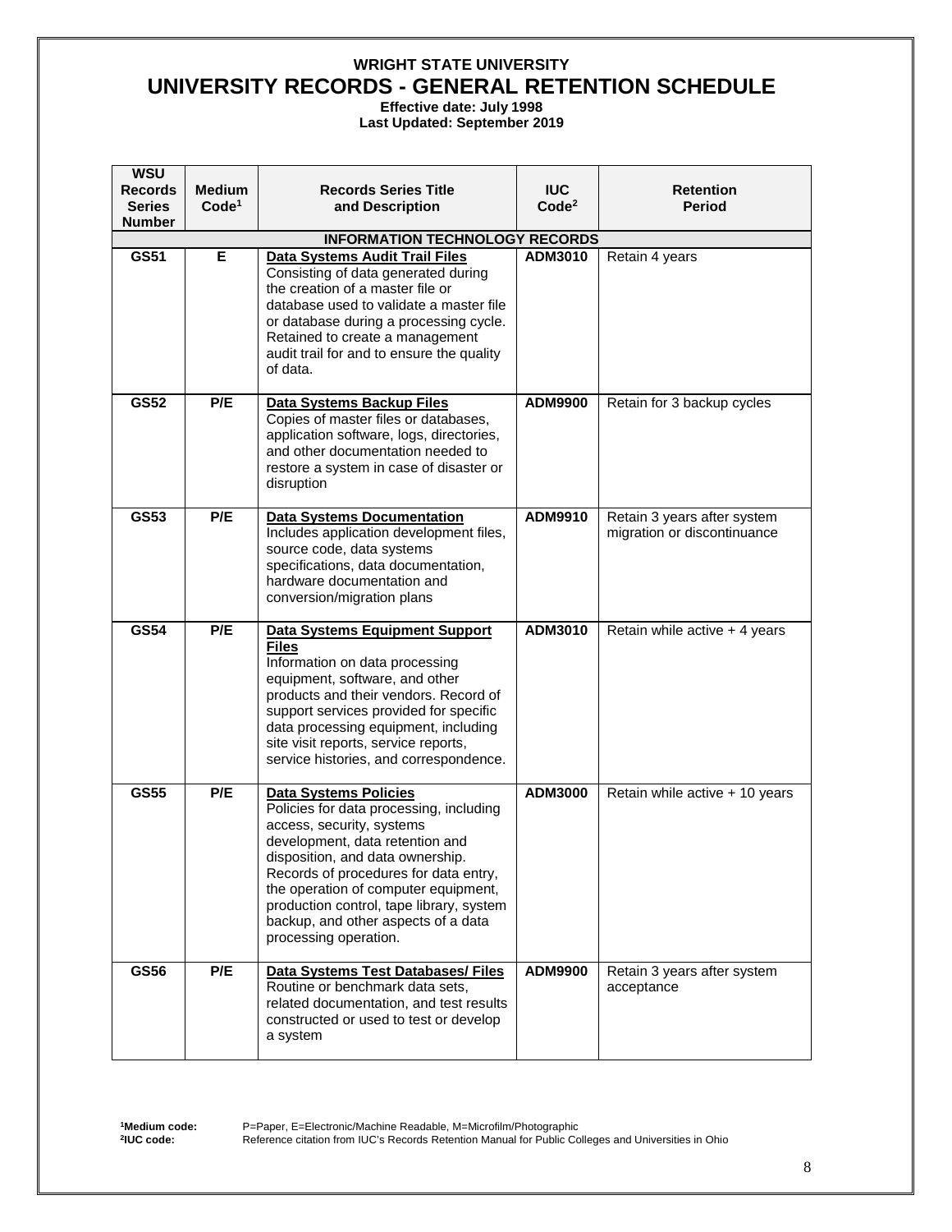**WRIGHT STATE UNIVERSITY**

# UNIVERSITY RECORDS - GENERAL RETENTION SCHEDULE

**Effective date: July 1998**
**Last Updated: September 2019**

| WSU Records Series Number | Medium Code[1] | Records Series Title and Description | IUC Code[2] | Retention Period |
|---|---|---|---|---|
| **INFORMATION TECHNOLOGY RECORDS** | | | | |
| **GS51** | **E** | **Data Systems Audit Trail Files** Consisting of data generated during the creation of a master file or database used to validate a master file or database during a processing cycle. Retained to create a management audit trail for and to ensure the quality of data. | **ADM3010** | Retain 4 years |
| **GS52** | **P/E** | **Data Systems Backup Files** Copies of master files or databases, application software, logs, directories, and other documentation needed to restore a system in case of disaster or disruption | **ADM9900** | Retain for 3 backup cycles |
| **GS53** | **P/E** | **Data Systems Documentation** Includes application development files, source code, data systems specifications, data documentation, hardware documentation and conversion/migration plans | **ADM9910** | Retain 3 years after system migration or discontinuance |
| **GS54** | **P/E** | **Data Systems Equipment Support Files** Information on data processing equipment, software, and other products and their vendors. Record of support services provided for specific data processing equipment, including site visit reports, service reports, service histories, and correspondence. | **ADM3010** | Retain while active + 4 years |
| **GS55** | **P/E** | **Data Systems Policies** Policies for data processing, including access, security, systems development, data retention and disposition, and data ownership. Records of procedures for data entry, the operation of computer equipment, production control, tape library, system backup, and other aspects of a data processing operation. | **ADM3000** | Retain while active + 10 years |
| **GS56** | **P/E** | **Data Systems Test Databases/ Files** Routine or benchmark data sets, related documentation, and test results constructed or used to test or develop a system | **ADM9900** | Retain 3 years after system acceptance |

[1]**Medium code:** P=Paper, E=Electronic/Machine Readable, M=Microfilm/Photographic
[2]**IUC code:** Reference citation from IUC's Records Retention Manual for Public Colleges and Universities in Ohio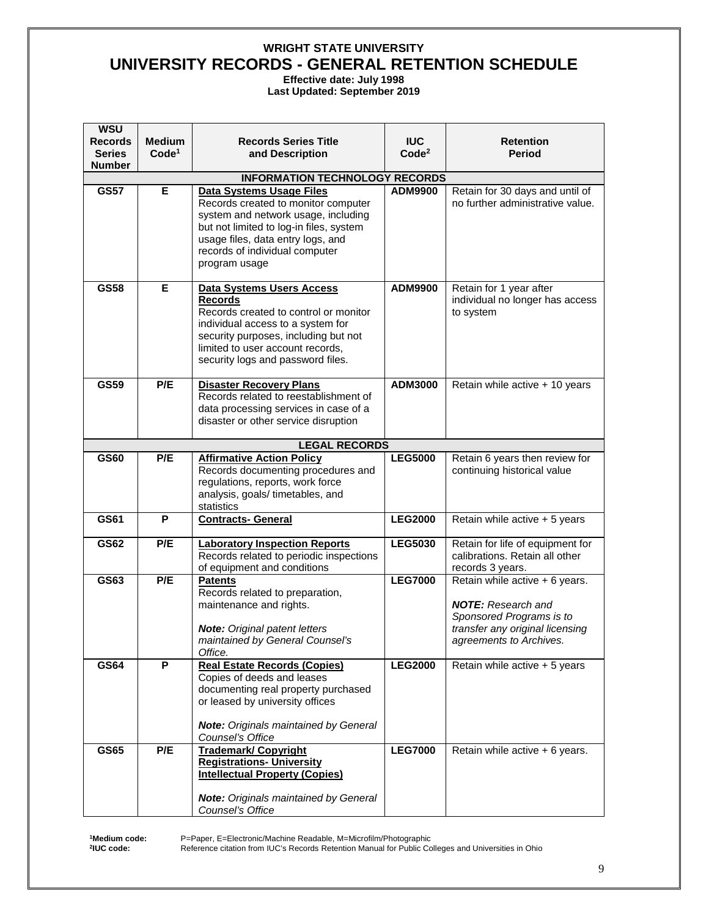# WRIGHT STATE UNIVERSITY
# UNIVERSITY RECORDS - GENERAL RETENTION SCHEDULE

**Effective date: July 1998**
**Last Updated: September 2019**

| WSU Records Series Number | Medium Code[1] | Records Series Title and Description | IUC Code[2] | Retention Period |
|---|---|---|---|---|
| **INFORMATION TECHNOLOGY RECORDS** | | | | |
| **GS57** | **E** | **Data Systems Usage Files** Records created to monitor computer system and network usage, including but not limited to log-in files, system usage files, data entry logs, and records of individual computer program usage | **ADM9900** | Retain for 30 days and until of no further administrative value. |
| **GS58** | **E** | **Data Systems Users Access Records** Records created to control or monitor individual access to a system for security purposes, including but not limited to user account records, security logs and password files. | **ADM9900** | Retain for 1 year after individual no longer has access to system |
| **GS59** | **P/E** | **Disaster Recovery Plans** Records related to reestablishment of data processing services in case of a disaster or other service disruption | **ADM3000** | Retain while active + 10 years |
| **LEGAL RECORDS** | | | | |
| **GS60** | **P/E** | **Affirmative Action Policy** Records documenting procedures and regulations, reports, work force analysis, goals/ timetables, and statistics | **LEG5000** | Retain 6 years then review for continuing historical value |
| **GS61** | **P** | **Contracts- General** | **LEG2000** | Retain while active + 5 years |
| **GS62** | **P/E** | **Laboratory Inspection Reports** Records related to periodic inspections of equipment and conditions | **LEG5030** | Retain for life of equipment for calibrations. Retain all other records 3 years. |
| **GS63** | **P/E** | **Patents** Records related to preparation, maintenance and rights. ***Note:*** *Original patent letters maintained by General Counsel's Office.* | **LEG7000** | Retain while active + 6 years. ***NOTE:*** *Research and Sponsored Programs is to transfer any original licensing agreements to Archives.* |
| **GS64** | **P** | **Real Estate Records (Copies)** Copies of deeds and leases documenting real property purchased or leased by university offices ***Note:*** *Originals maintained by General Counsel's Office* | **LEG2000** | Retain while active + 5 years |
| **GS65** | **P/E** | **Trademark/ Copyright Registrations- University Intellectual Property (Copies)** ***Note:*** *Originals maintained by General Counsel's Office* | **LEG7000** | Retain while active + 6 years. |

[1]**Medium code:** P=Paper, E=Electronic/Machine Readable, M=Microfilm/Photographic
[2]**IUC code:** Reference citation from IUC's Records Retention Manual for Public Colleges and Universities in Ohio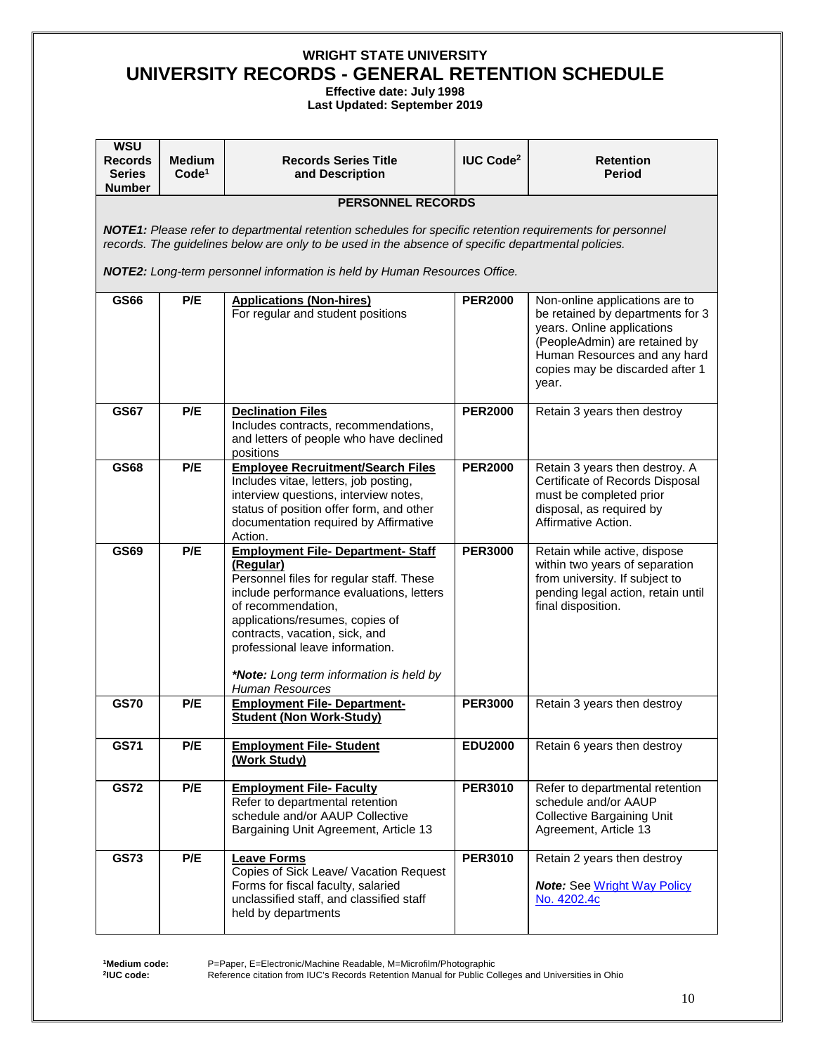# WRIGHT STATE UNIVERSITY
# UNIVERSITY RECORDS - GENERAL RETENTION SCHEDULE

**Effective date: July 1998**
**Last Updated: September 2019**

| WSU Records Series Number | Medium Code[1] | Records Series Title and Description | IUC Code[2] | Retention Period |
|---|---|---|---|---|
| **PERSONNEL RECORDS** | | | | |
| ***NOTE1:*** *Please refer to departmental retention schedules for specific retention requirements for personnel records. The guidelines below are only to be used in the absence of specific departmental policies.* ***NOTE2:*** *Long-term personnel information is held by Human Resources Office.* | | | | |
| **GS66** | **P/E** | **Applications (Non-hires)** For regular and student positions | **PER2000** | Non-online applications are to be retained by departments for 3 years. Online applications (PeopleAdmin) are retained by Human Resources and any hard copies may be discarded after 1 year. |
| **GS67** | **P/E** | **Declination Files** Includes contracts, recommendations, and letters of people who have declined positions | **PER2000** | Retain 3 years then destroy |
| **GS68** | **P/E** | **Employee Recruitment/Search Files** Includes vitae, letters, job posting, interview questions, interview notes, status of position offer form, and other documentation required by Affirmative Action. | **PER2000** | Retain 3 years then destroy. A Certificate of Records Disposal must be completed prior disposal, as required by Affirmative Action. |
| **GS69** | **P/E** | **Employment File- Department- Staff (Regular)** Personnel files for regular staff. These include performance evaluations, letters of recommendation, applications/resumes, copies of contracts, vacation, sick, and professional leave information. ***Note:*** *Long term information is held by Human Resources* | **PER3000** | Retain while active, dispose within two years of separation from university. If subject to pending legal action, retain until final disposition. |
| **GS70** | **P/E** | **Employment File- Department- Student (Non Work-Study)** | **PER3000** | Retain 3 years then destroy |
| **GS71** | **P/E** | **Employment File- Student (Work Study)** | **EDU2000** | Retain 6 years then destroy |
| **GS72** | **P/E** | **Employment File- Faculty** Refer to departmental retention schedule and/or AAUP Collective Bargaining Unit Agreement, Article 13 | **PER3010** | Refer to departmental retention schedule and/or AAUP Collective Bargaining Unit Agreement, Article 13 |
| **GS73** | **P/E** | **Leave Forms** Copies of Sick Leave/ Vacation Request Forms for fiscal faculty, salaried unclassified staff, and classified staff held by departments | **PER3010** | Retain 2 years then destroy ***Note:*** See Wright Way Policy No. 4202.4c |

[1]**Medium code:** P=Paper, E=Electronic/Machine Readable, M=Microfilm/Photographic
[2]**IUC code:** Reference citation from IUC's Records Retention Manual for Public Colleges and Universities in Ohio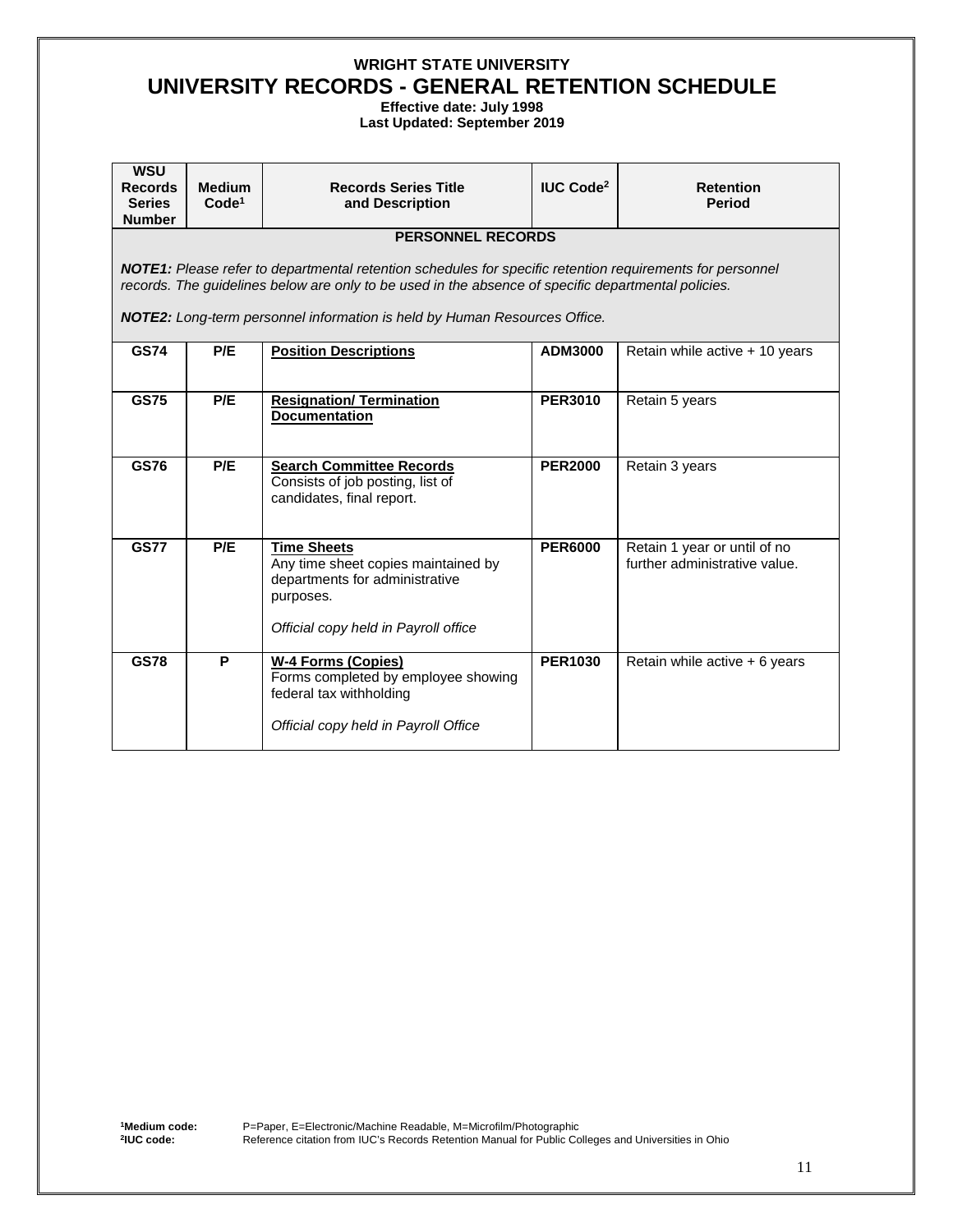**WRIGHT STATE UNIVERSITY**

# UNIVERSITY RECORDS - GENERAL RETENTION SCHEDULE

**Effective date: July 1998**
**Last Updated: September 2019**

| WSU Records Series Number | Medium Code[1] | Records Series Title and Description | IUC Code[2] | Retention Period |
|---|---|---|---|---|
| **PERSONNEL RECORDS** | | | | |
| ***NOTE1:*** *Please refer to departmental retention schedules for specific retention requirements for personnel records. The guidelines below are only to be used in the absence of specific departmental policies.* ***NOTE2:*** *Long-term personnel information is held by Human Resources Office.* | | | | |
| **GS74** | **P/E** | **Position Descriptions** | **ADM3000** | Retain while active + 10 years |
| **GS75** | **P/E** | **Resignation/ Termination Documentation** | **PER3010** | Retain 5 years |
| **GS76** | **P/E** | **Search Committee Records** Consists of job posting, list of candidates, final report. | **PER2000** | Retain 3 years |
| **GS77** | **P/E** | **Time Sheets** Any time sheet copies maintained by departments for administrative purposes. *Official copy held in Payroll office* | **PER6000** | Retain 1 year or until of no further administrative value. |
| **GS78** | **P** | **W-4 Forms (Copies)** Forms completed by employee showing federal tax withholding *Official copy held in Payroll Office* | **PER1030** | Retain while active + 6 years |

**[1]Medium code:** P=Paper, E=Electronic/Machine Readable, M=Microfilm/Photographic
**[2]IUC code:** Reference citation from IUC's Records Retention Manual for Public Colleges and Universities in Ohio